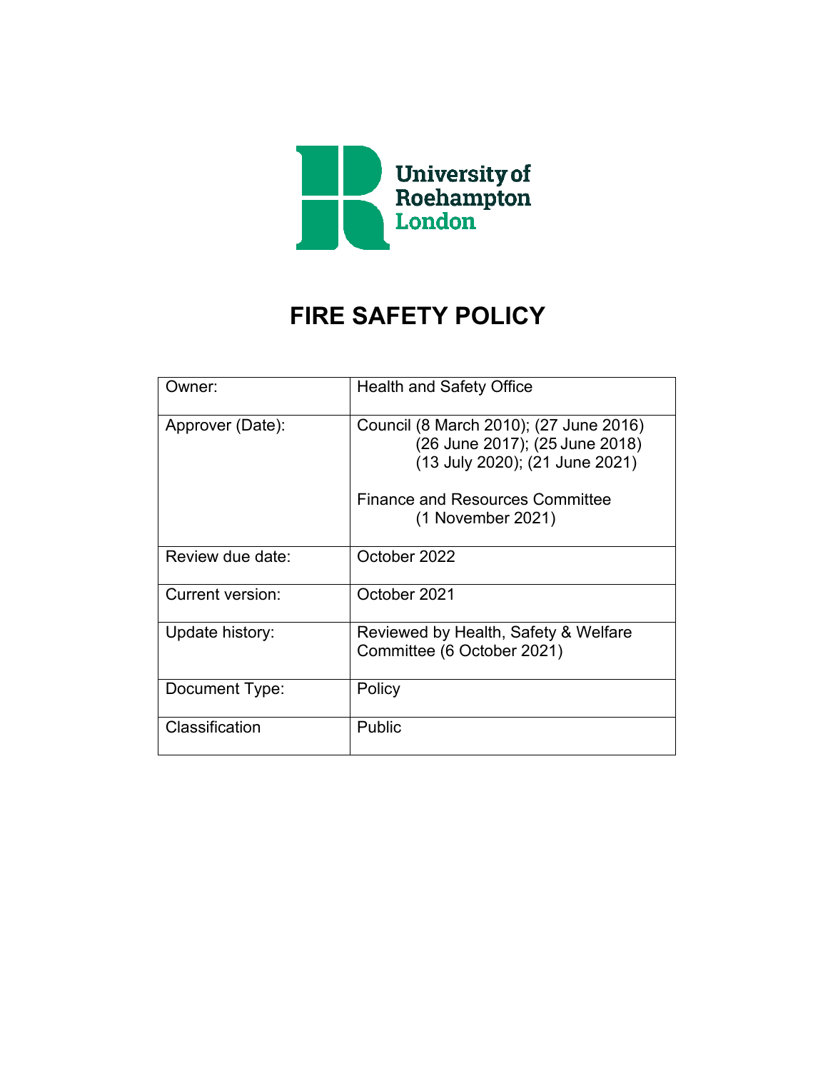University of Roehampton London

# FIRE SAFETY POLICY

| Owner: | Health and Safety Office |
| --- | --- |
| Approver (Date): | Council (8 March 2010); (27 June 2016) (26 June 2017); (25 June 2018) (13 July 2020); (21 June 2021)<br><br>Finance and Resources Committee (1 November 2021) |
| Review due date: | October 2022 |
| Current version: | October 2021 |
| Update history: | Reviewed by Health, Safety & Welfare Committee (6 October 2021) |
| Document Type: | Policy |
| Classification | Public |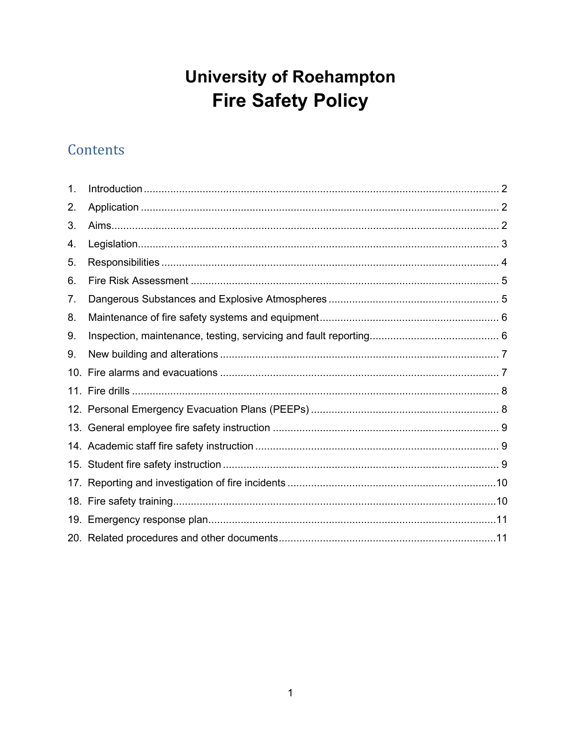# University of Roehampton
# Fire Safety Policy

## Contents

1. Introduction ........................................................................................................................ 2
2. Application ......................................................................................................................... 2
3. Aims.................................................................................................................................... 2
4. Legislation.......................................................................................................................... 3
5. Responsibilities ................................................................................................................... 4
6. Fire Risk Assessment ......................................................................................................... 5
7. Dangerous Substances and Explosive Atmospheres .......................................................... 5
8. Maintenance of fire safety systems and equipment............................................................. 6
9. Inspection, maintenance, testing, servicing and fault reporting............................................ 6
9. New building and alterations ............................................................................................... 7
10. Fire alarms and evacuations ............................................................................................... 7
11. Fire drills ............................................................................................................................. 8
12. Personal Emergency Evacuation Plans (PEEPs) ................................................................ 8
13. General employee fire safety instruction ............................................................................. 9
14. Academic staff fire safety instruction ................................................................................... 9
15. Student fire safety instruction .............................................................................................. 9
17. Reporting and investigation of fire incidents .......................................................................10
18. Fire safety training..............................................................................................................10
19. Emergency response plan..................................................................................................11
20. Related procedures and other documents..........................................................................11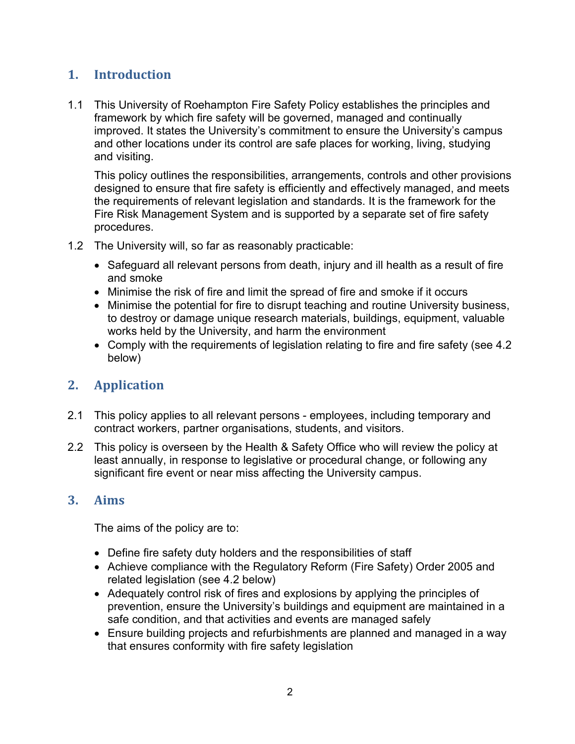## 1. Introduction

1.1 This University of Roehampton Fire Safety Policy establishes the principles and framework by which fire safety will be governed, managed and continually improved. It states the University's commitment to ensure the University's campus and other locations under its control are safe places for working, living, studying and visiting.

This policy outlines the responsibilities, arrangements, controls and other provisions designed to ensure that fire safety is efficiently and effectively managed, and meets the requirements of relevant legislation and standards. It is the framework for the Fire Risk Management System and is supported by a separate set of fire safety procedures.

1.2 The University will, so far as reasonably practicable:

- Safeguard all relevant persons from death, injury and ill health as a result of fire and smoke
- Minimise the risk of fire and limit the spread of fire and smoke if it occurs
- Minimise the potential for fire to disrupt teaching and routine University business, to destroy or damage unique research materials, buildings, equipment, valuable works held by the University, and harm the environment
- Comply with the requirements of legislation relating to fire and fire safety (see 4.2 below)

## 2. Application

2.1 This policy applies to all relevant persons - employees, including temporary and contract workers, partner organisations, students, and visitors.

2.2 This policy is overseen by the Health & Safety Office who will review the policy at least annually, in response to legislative or procedural change, or following any significant fire event or near miss affecting the University campus.

## 3. Aims

The aims of the policy are to:

- Define fire safety duty holders and the responsibilities of staff
- Achieve compliance with the Regulatory Reform (Fire Safety) Order 2005 and related legislation (see 4.2 below)
- Adequately control risk of fires and explosions by applying the principles of prevention, ensure the University's buildings and equipment are maintained in a safe condition, and that activities and events are managed safely
- Ensure building projects and refurbishments are planned and managed in a way that ensures conformity with fire safety legislation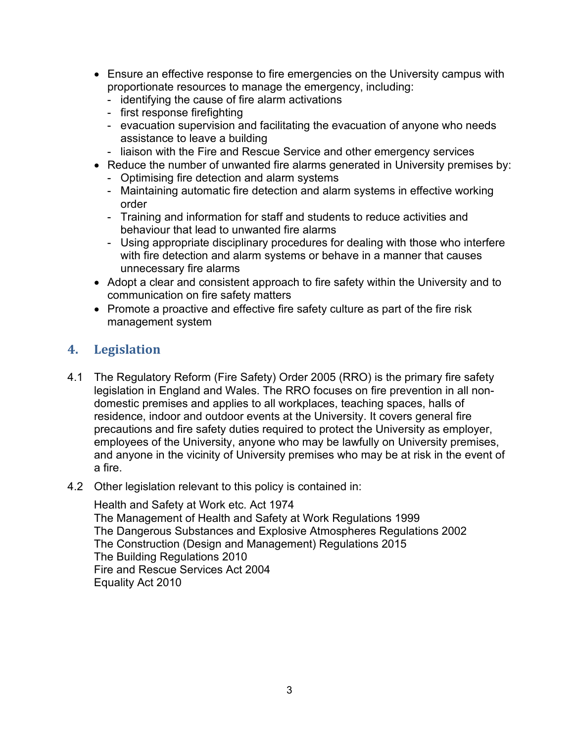- Ensure an effective response to fire emergencies on the University campus with proportionate resources to manage the emergency, including:
  - identifying the cause of fire alarm activations
  - first response firefighting
  - evacuation supervision and facilitating the evacuation of anyone who needs assistance to leave a building
  - liaison with the Fire and Rescue Service and other emergency services
- Reduce the number of unwanted fire alarms generated in University premises by:
  - Optimising fire detection and alarm systems
  - Maintaining automatic fire detection and alarm systems in effective working order
  - Training and information for staff and students to reduce activities and behaviour that lead to unwanted fire alarms
  - Using appropriate disciplinary procedures for dealing with those who interfere with fire detection and alarm systems or behave in a manner that causes unnecessary fire alarms
- Adopt a clear and consistent approach to fire safety within the University and to communication on fire safety matters
- Promote a proactive and effective fire safety culture as part of the fire risk management system

## 4. Legislation

4.1 The Regulatory Reform (Fire Safety) Order 2005 (RRO) is the primary fire safety legislation in England and Wales. The RRO focuses on fire prevention in all non-domestic premises and applies to all workplaces, teaching spaces, halls of residence, indoor and outdoor events at the University. It covers general fire precautions and fire safety duties required to protect the University as employer, employees of the University, anyone who may be lawfully on University premises, and anyone in the vicinity of University premises who may be at risk in the event of a fire.

4.2 Other legislation relevant to this policy is contained in:

Health and Safety at Work etc. Act 1974
The Management of Health and Safety at Work Regulations 1999
The Dangerous Substances and Explosive Atmospheres Regulations 2002
The Construction (Design and Management) Regulations 2015
The Building Regulations 2010
Fire and Rescue Services Act 2004
Equality Act 2010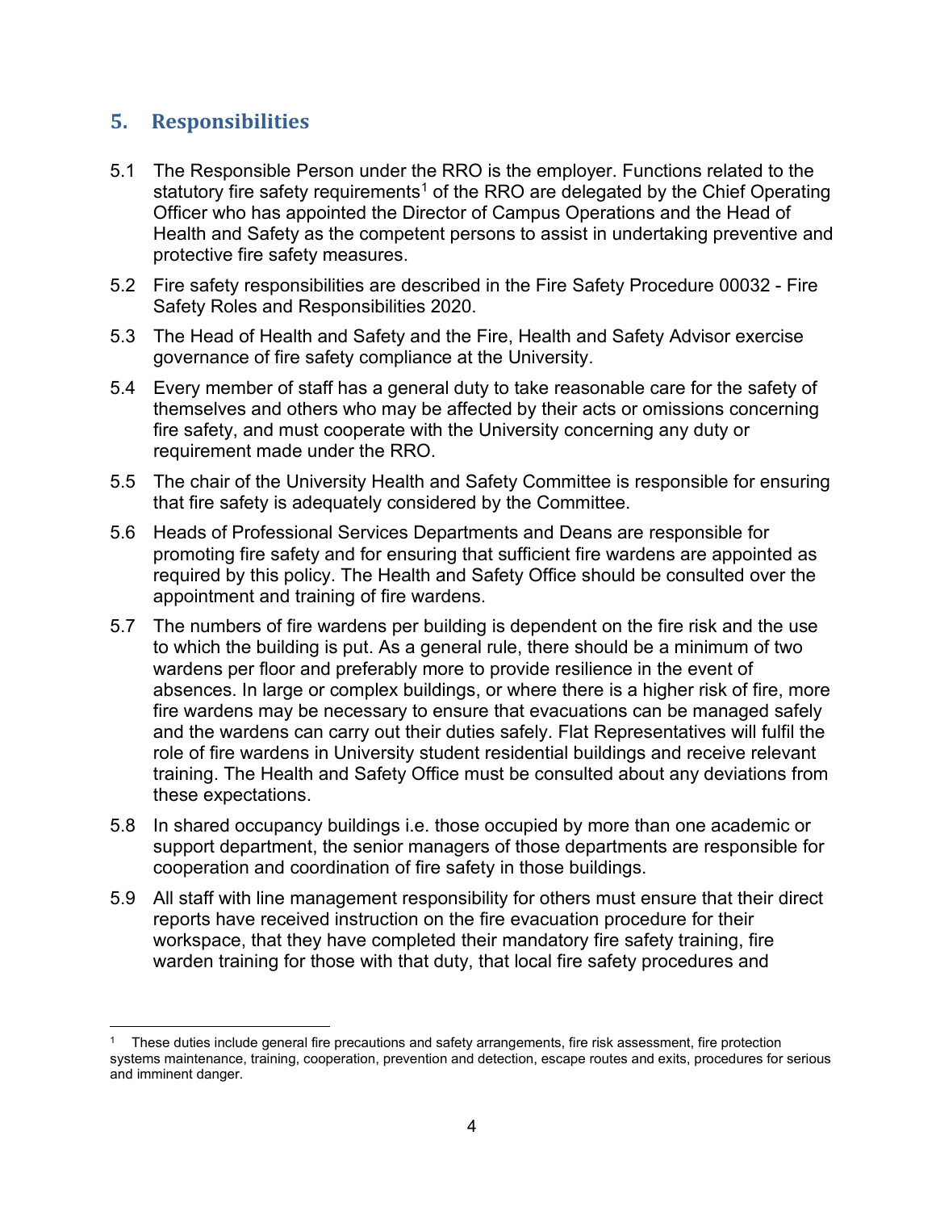## 5. Responsibilities

5.1 The Responsible Person under the RRO is the employer. Functions related to the statutory fire safety requirements[1] of the RRO are delegated by the Chief Operating Officer who has appointed the Director of Campus Operations and the Head of Health and Safety as the competent persons to assist in undertaking preventive and protective fire safety measures.

5.2 Fire safety responsibilities are described in the Fire Safety Procedure 00032 - Fire Safety Roles and Responsibilities 2020.

5.3 The Head of Health and Safety and the Fire, Health and Safety Advisor exercise governance of fire safety compliance at the University.

5.4 Every member of staff has a general duty to take reasonable care for the safety of themselves and others who may be affected by their acts or omissions concerning fire safety, and must cooperate with the University concerning any duty or requirement made under the RRO.

5.5 The chair of the University Health and Safety Committee is responsible for ensuring that fire safety is adequately considered by the Committee.

5.6 Heads of Professional Services Departments and Deans are responsible for promoting fire safety and for ensuring that sufficient fire wardens are appointed as required by this policy. The Health and Safety Office should be consulted over the appointment and training of fire wardens.

5.7 The numbers of fire wardens per building is dependent on the fire risk and the use to which the building is put. As a general rule, there should be a minimum of two wardens per floor and preferably more to provide resilience in the event of absences. In large or complex buildings, or where there is a higher risk of fire, more fire wardens may be necessary to ensure that evacuations can be managed safely and the wardens can carry out their duties safely. Flat Representatives will fulfil the role of fire wardens in University student residential buildings and receive relevant training. The Health and Safety Office must be consulted about any deviations from these expectations.

5.8 In shared occupancy buildings i.e. those occupied by more than one academic or support department, the senior managers of those departments are responsible for cooperation and coordination of fire safety in those buildings.

5.9 All staff with line management responsibility for others must ensure that their direct reports have received instruction on the fire evacuation procedure for their workspace, that they have completed their mandatory fire safety training, fire warden training for those with that duty, that local fire safety procedures and

---

[1] These duties include general fire precautions and safety arrangements, fire risk assessment, fire protection systems maintenance, training, cooperation, prevention and detection, escape routes and exits, procedures for serious and imminent danger.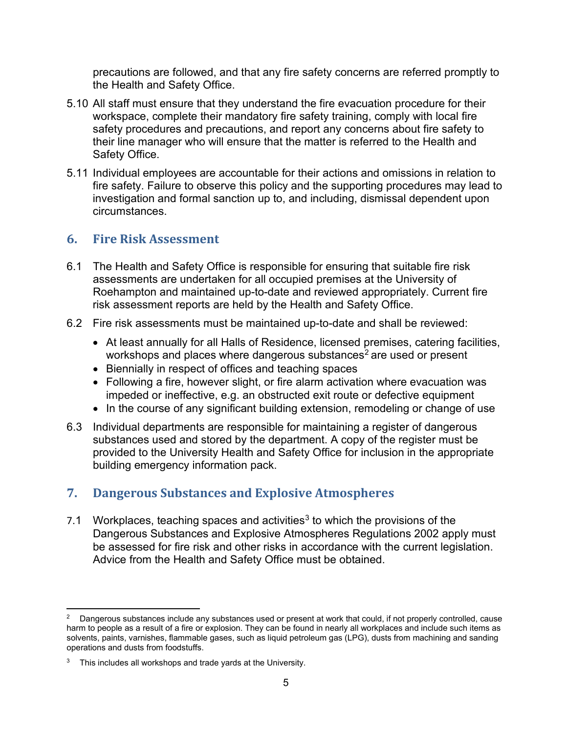precautions are followed, and that any fire safety concerns are referred promptly to the Health and Safety Office.

5.10 All staff must ensure that they understand the fire evacuation procedure for their workspace, complete their mandatory fire safety training, comply with local fire safety procedures and precautions, and report any concerns about fire safety to their line manager who will ensure that the matter is referred to the Health and Safety Office.

5.11 Individual employees are accountable for their actions and omissions in relation to fire safety. Failure to observe this policy and the supporting procedures may lead to investigation and formal sanction up to, and including, dismissal dependent upon circumstances.

## 6. Fire Risk Assessment

6.1 The Health and Safety Office is responsible for ensuring that suitable fire risk assessments are undertaken for all occupied premises at the University of Roehampton and maintained up-to-date and reviewed appropriately. Current fire risk assessment reports are held by the Health and Safety Office.

6.2 Fire risk assessments must be maintained up-to-date and shall be reviewed:

- At least annually for all Halls of Residence, licensed premises, catering facilities, workshops and places where dangerous substances[2] are used or present
- Biennially in respect of offices and teaching spaces
- Following a fire, however slight, or fire alarm activation where evacuation was impeded or ineffective, e.g. an obstructed exit route or defective equipment
- In the course of any significant building extension, remodeling or change of use

6.3 Individual departments are responsible for maintaining a register of dangerous substances used and stored by the department. A copy of the register must be provided to the University Health and Safety Office for inclusion in the appropriate building emergency information pack.

## 7. Dangerous Substances and Explosive Atmospheres

7.1 Workplaces, teaching spaces and activities[3] to which the provisions of the Dangerous Substances and Explosive Atmospheres Regulations 2002 apply must be assessed for fire risk and other risks in accordance with the current legislation. Advice from the Health and Safety Office must be obtained.

---

[2] Dangerous substances include any substances used or present at work that could, if not properly controlled, cause harm to people as a result of a fire or explosion. They can be found in nearly all workplaces and include such items as solvents, paints, varnishes, flammable gases, such as liquid petroleum gas (LPG), dusts from machining and sanding operations and dusts from foodstuffs.

[3] This includes all workshops and trade yards at the University.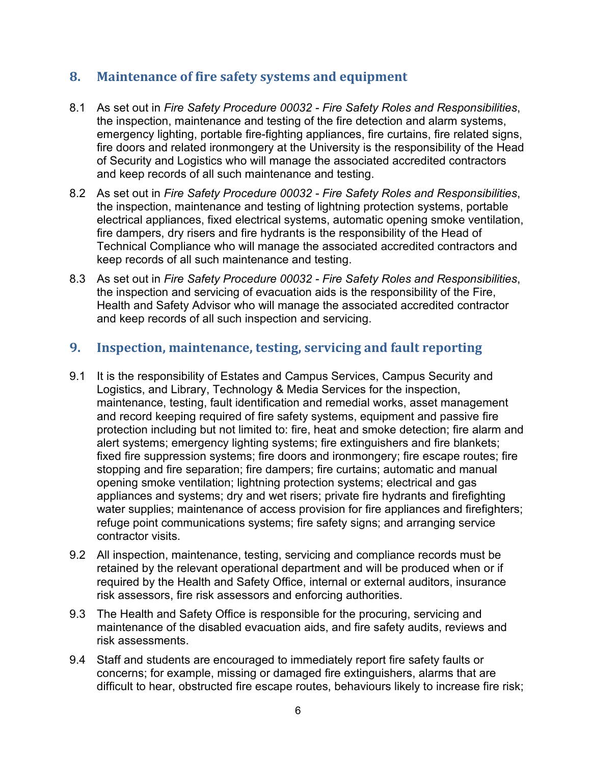## 8. Maintenance of fire safety systems and equipment

8.1 As set out in *Fire Safety Procedure 00032 - Fire Safety Roles and Responsibilities*, the inspection, maintenance and testing of the fire detection and alarm systems, emergency lighting, portable fire-fighting appliances, fire curtains, fire related signs, fire doors and related ironmongery at the University is the responsibility of the Head of Security and Logistics who will manage the associated accredited contractors and keep records of all such maintenance and testing.

8.2 As set out in *Fire Safety Procedure 00032 - Fire Safety Roles and Responsibilities*, the inspection, maintenance and testing of lightning protection systems, portable electrical appliances, fixed electrical systems, automatic opening smoke ventilation, fire dampers, dry risers and fire hydrants is the responsibility of the Head of Technical Compliance who will manage the associated accredited contractors and keep records of all such maintenance and testing.

8.3 As set out in *Fire Safety Procedure 00032 - Fire Safety Roles and Responsibilities*, the inspection and servicing of evacuation aids is the responsibility of the Fire, Health and Safety Advisor who will manage the associated accredited contractor and keep records of all such inspection and servicing.

## 9. Inspection, maintenance, testing, servicing and fault reporting

9.1 It is the responsibility of Estates and Campus Services, Campus Security and Logistics, and Library, Technology & Media Services for the inspection, maintenance, testing, fault identification and remedial works, asset management and record keeping required of fire safety systems, equipment and passive fire protection including but not limited to: fire, heat and smoke detection; fire alarm and alert systems; emergency lighting systems; fire extinguishers and fire blankets; fixed fire suppression systems; fire doors and ironmongery; fire escape routes; fire stopping and fire separation; fire dampers; fire curtains; automatic and manual opening smoke ventilation; lightning protection systems; electrical and gas appliances and systems; dry and wet risers; private fire hydrants and firefighting water supplies; maintenance of access provision for fire appliances and firefighters; refuge point communications systems; fire safety signs; and arranging service contractor visits.

9.2 All inspection, maintenance, testing, servicing and compliance records must be retained by the relevant operational department and will be produced when or if required by the Health and Safety Office, internal or external auditors, insurance risk assessors, fire risk assessors and enforcing authorities.

9.3 The Health and Safety Office is responsible for the procuring, servicing and maintenance of the disabled evacuation aids, and fire safety audits, reviews and risk assessments.

9.4 Staff and students are encouraged to immediately report fire safety faults or concerns; for example, missing or damaged fire extinguishers, alarms that are difficult to hear, obstructed fire escape routes, behaviours likely to increase fire risk;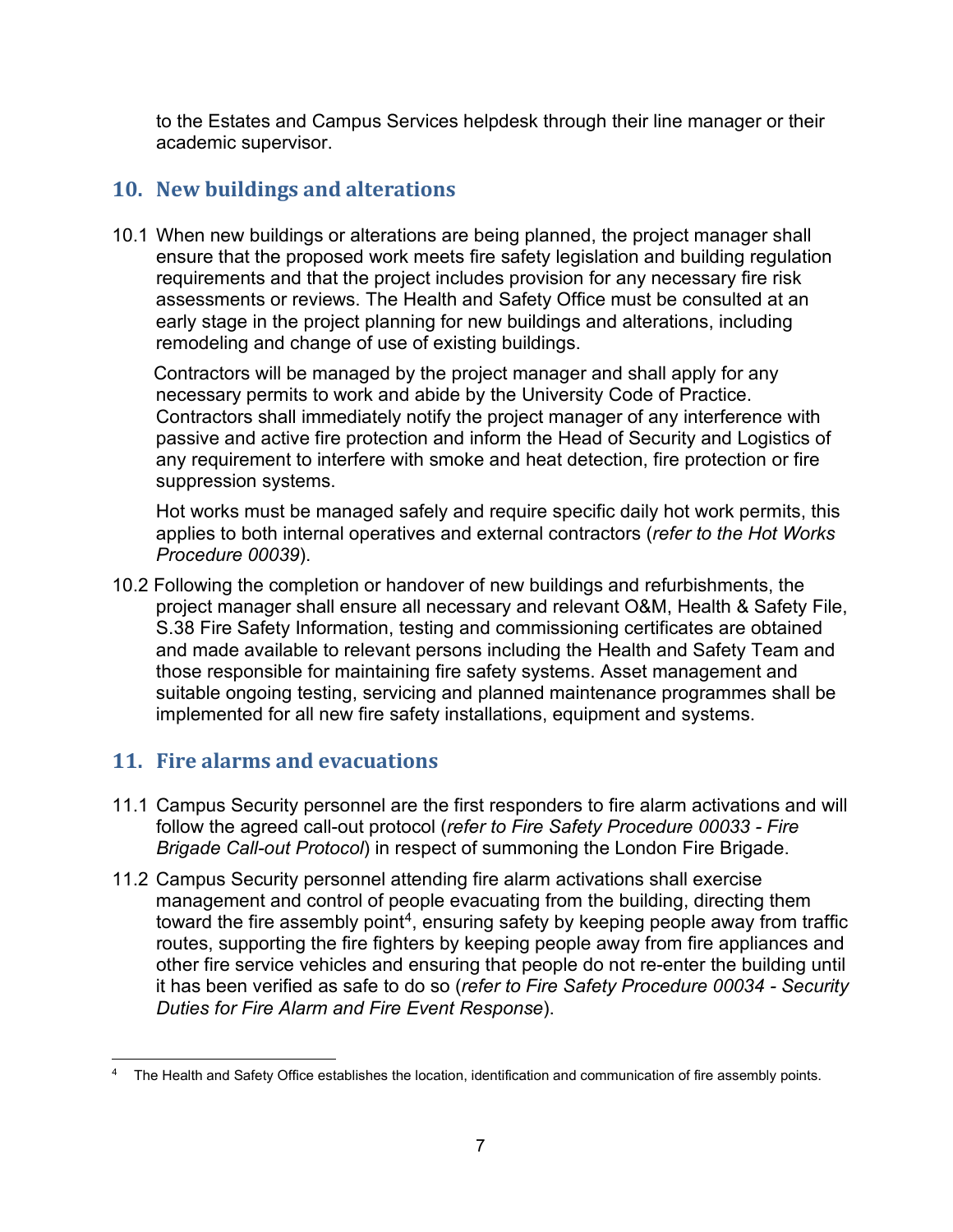to the Estates and Campus Services helpdesk through their line manager or their academic supervisor.

## 10. New buildings and alterations

10.1 When new buildings or alterations are being planned, the project manager shall ensure that the proposed work meets fire safety legislation and building regulation requirements and that the project includes provision for any necessary fire risk assessments or reviews. The Health and Safety Office must be consulted at an early stage in the project planning for new buildings and alterations, including remodeling and change of use of existing buildings.

Contractors will be managed by the project manager and shall apply for any necessary permits to work and abide by the University Code of Practice. Contractors shall immediately notify the project manager of any interference with passive and active fire protection and inform the Head of Security and Logistics of any requirement to interfere with smoke and heat detection, fire protection or fire suppression systems.

Hot works must be managed safely and require specific daily hot work permits, this applies to both internal operatives and external contractors (*refer to the Hot Works Procedure 00039*).

10.2 Following the completion or handover of new buildings and refurbishments, the project manager shall ensure all necessary and relevant O&M, Health & Safety File, S.38 Fire Safety Information, testing and commissioning certificates are obtained and made available to relevant persons including the Health and Safety Team and those responsible for maintaining fire safety systems. Asset management and suitable ongoing testing, servicing and planned maintenance programmes shall be implemented for all new fire safety installations, equipment and systems.

## 11. Fire alarms and evacuations

11.1 Campus Security personnel are the first responders to fire alarm activations and will follow the agreed call-out protocol (*refer to Fire Safety Procedure 00033 - Fire Brigade Call-out Protocol*) in respect of summoning the London Fire Brigade.

11.2 Campus Security personnel attending fire alarm activations shall exercise management and control of people evacuating from the building, directing them toward the fire assembly point[4], ensuring safety by keeping people away from traffic routes, supporting the fire fighters by keeping people away from fire appliances and other fire service vehicles and ensuring that people do not re-enter the building until it has been verified as safe to do so (*refer to Fire Safety Procedure 00034 - Security Duties for Fire Alarm and Fire Event Response*).

[4] The Health and Safety Office establishes the location, identification and communication of fire assembly points.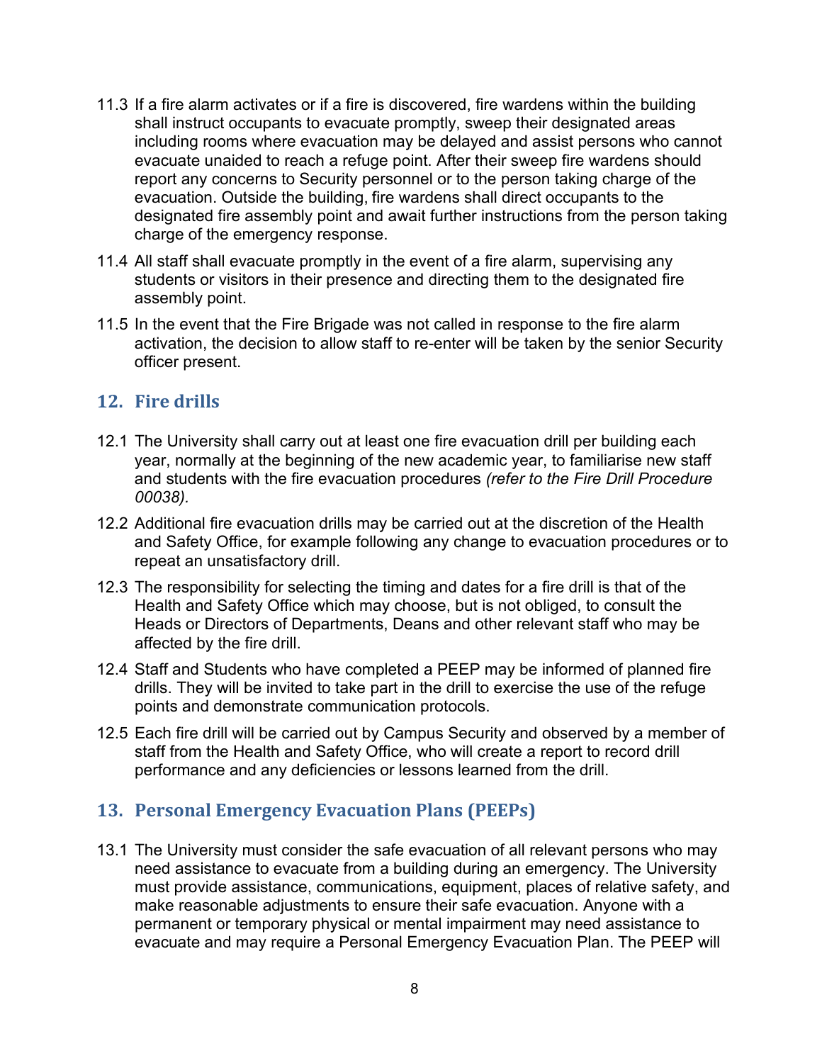11.3 If a fire alarm activates or if a fire is discovered, fire wardens within the building shall instruct occupants to evacuate promptly, sweep their designated areas including rooms where evacuation may be delayed and assist persons who cannot evacuate unaided to reach a refuge point. After their sweep fire wardens should report any concerns to Security personnel or to the person taking charge of the evacuation. Outside the building, fire wardens shall direct occupants to the designated fire assembly point and await further instructions from the person taking charge of the emergency response.

11.4 All staff shall evacuate promptly in the event of a fire alarm, supervising any students or visitors in their presence and directing them to the designated fire assembly point.

11.5 In the event that the Fire Brigade was not called in response to the fire alarm activation, the decision to allow staff to re-enter will be taken by the senior Security officer present.

## 12. Fire drills

12.1 The University shall carry out at least one fire evacuation drill per building each year, normally at the beginning of the new academic year, to familiarise new staff and students with the fire evacuation procedures *(refer to the Fire Drill Procedure 00038).*

12.2 Additional fire evacuation drills may be carried out at the discretion of the Health and Safety Office, for example following any change to evacuation procedures or to repeat an unsatisfactory drill.

12.3 The responsibility for selecting the timing and dates for a fire drill is that of the Health and Safety Office which may choose, but is not obliged, to consult the Heads or Directors of Departments, Deans and other relevant staff who may be affected by the fire drill.

12.4 Staff and Students who have completed a PEEP may be informed of planned fire drills. They will be invited to take part in the drill to exercise the use of the refuge points and demonstrate communication protocols.

12.5 Each fire drill will be carried out by Campus Security and observed by a member of staff from the Health and Safety Office, who will create a report to record drill performance and any deficiencies or lessons learned from the drill.

## 13. Personal Emergency Evacuation Plans (PEEPs)

13.1 The University must consider the safe evacuation of all relevant persons who may need assistance to evacuate from a building during an emergency. The University must provide assistance, communications, equipment, places of relative safety, and make reasonable adjustments to ensure their safe evacuation. Anyone with a permanent or temporary physical or mental impairment may need assistance to evacuate and may require a Personal Emergency Evacuation Plan. The PEEP will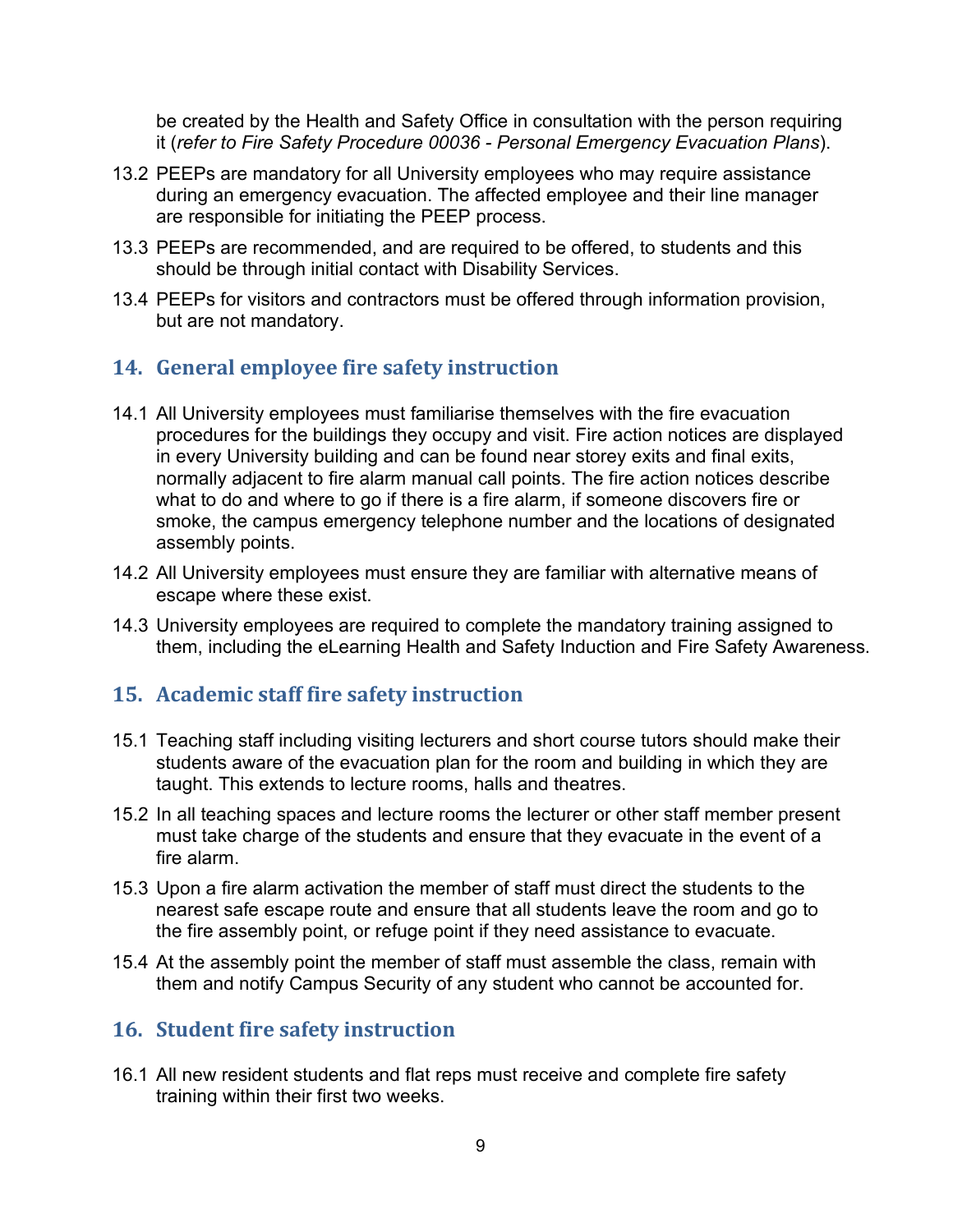be created by the Health and Safety Office in consultation with the person requiring it (*refer to Fire Safety Procedure 00036 - Personal Emergency Evacuation Plans*).

13.2 PEEPs are mandatory for all University employees who may require assistance during an emergency evacuation. The affected employee and their line manager are responsible for initiating the PEEP process.

13.3 PEEPs are recommended, and are required to be offered, to students and this should be through initial contact with Disability Services.

13.4 PEEPs for visitors and contractors must be offered through information provision, but are not mandatory.

## 14. General employee fire safety instruction

14.1 All University employees must familiarise themselves with the fire evacuation procedures for the buildings they occupy and visit. Fire action notices are displayed in every University building and can be found near storey exits and final exits, normally adjacent to fire alarm manual call points. The fire action notices describe what to do and where to go if there is a fire alarm, if someone discovers fire or smoke, the campus emergency telephone number and the locations of designated assembly points.

14.2 All University employees must ensure they are familiar with alternative means of escape where these exist.

14.3 University employees are required to complete the mandatory training assigned to them, including the eLearning Health and Safety Induction and Fire Safety Awareness.

## 15. Academic staff fire safety instruction

15.1 Teaching staff including visiting lecturers and short course tutors should make their students aware of the evacuation plan for the room and building in which they are taught. This extends to lecture rooms, halls and theatres.

15.2 In all teaching spaces and lecture rooms the lecturer or other staff member present must take charge of the students and ensure that they evacuate in the event of a fire alarm.

15.3 Upon a fire alarm activation the member of staff must direct the students to the nearest safe escape route and ensure that all students leave the room and go to the fire assembly point, or refuge point if they need assistance to evacuate.

15.4 At the assembly point the member of staff must assemble the class, remain with them and notify Campus Security of any student who cannot be accounted for.

## 16. Student fire safety instruction

16.1 All new resident students and flat reps must receive and complete fire safety training within their first two weeks.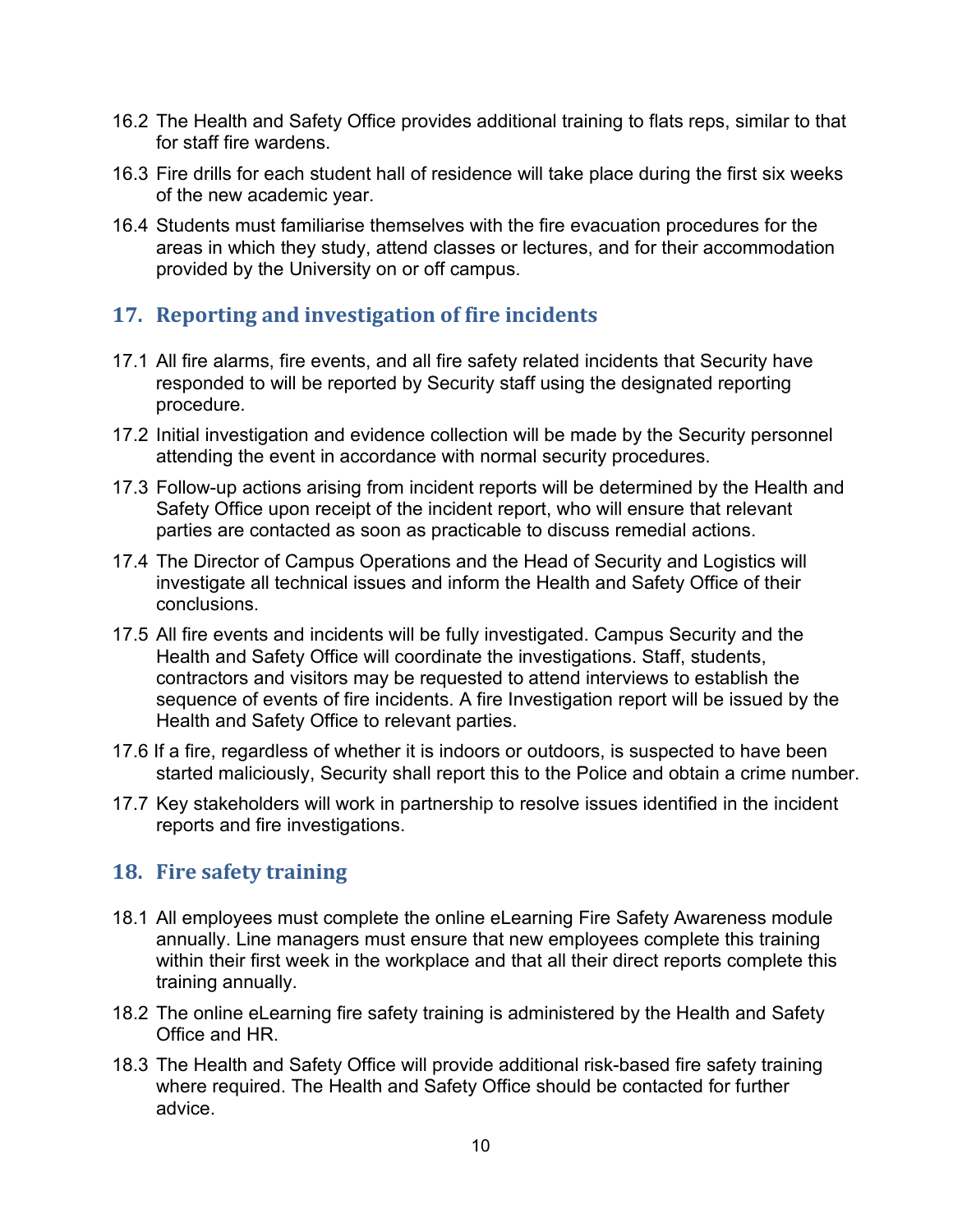16.2 The Health and Safety Office provides additional training to flats reps, similar to that for staff fire wardens.

16.3 Fire drills for each student hall of residence will take place during the first six weeks of the new academic year.

16.4 Students must familiarise themselves with the fire evacuation procedures for the areas in which they study, attend classes or lectures, and for their accommodation provided by the University on or off campus.

## 17. Reporting and investigation of fire incidents

17.1 All fire alarms, fire events, and all fire safety related incidents that Security have responded to will be reported by Security staff using the designated reporting procedure.

17.2 Initial investigation and evidence collection will be made by the Security personnel attending the event in accordance with normal security procedures.

17.3 Follow-up actions arising from incident reports will be determined by the Health and Safety Office upon receipt of the incident report, who will ensure that relevant parties are contacted as soon as practicable to discuss remedial actions.

17.4 The Director of Campus Operations and the Head of Security and Logistics will investigate all technical issues and inform the Health and Safety Office of their conclusions.

17.5 All fire events and incidents will be fully investigated. Campus Security and the Health and Safety Office will coordinate the investigations. Staff, students, contractors and visitors may be requested to attend interviews to establish the sequence of events of fire incidents. A fire Investigation report will be issued by the Health and Safety Office to relevant parties.

17.6 If a fire, regardless of whether it is indoors or outdoors, is suspected to have been started maliciously, Security shall report this to the Police and obtain a crime number.

17.7 Key stakeholders will work in partnership to resolve issues identified in the incident reports and fire investigations.

## 18. Fire safety training

18.1 All employees must complete the online eLearning Fire Safety Awareness module annually. Line managers must ensure that new employees complete this training within their first week in the workplace and that all their direct reports complete this training annually.

18.2 The online eLearning fire safety training is administered by the Health and Safety Office and HR.

18.3 The Health and Safety Office will provide additional risk-based fire safety training where required. The Health and Safety Office should be contacted for further advice.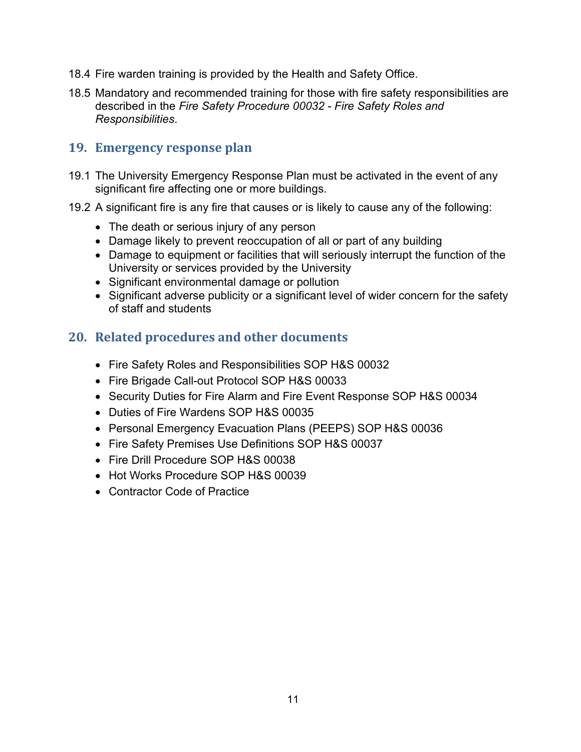18.4 Fire warden training is provided by the Health and Safety Office.

18.5 Mandatory and recommended training for those with fire safety responsibilities are described in the *Fire Safety Procedure 00032 - Fire Safety Roles and Responsibilities*.

## 19. Emergency response plan

19.1 The University Emergency Response Plan must be activated in the event of any significant fire affecting one or more buildings.

19.2 A significant fire is any fire that causes or is likely to cause any of the following:

- The death or serious injury of any person
- Damage likely to prevent reoccupation of all or part of any building
- Damage to equipment or facilities that will seriously interrupt the function of the University or services provided by the University
- Significant environmental damage or pollution
- Significant adverse publicity or a significant level of wider concern for the safety of staff and students

## 20. Related procedures and other documents

- Fire Safety Roles and Responsibilities SOP H&S 00032
- Fire Brigade Call-out Protocol SOP H&S 00033
- Security Duties for Fire Alarm and Fire Event Response SOP H&S 00034
- Duties of Fire Wardens SOP H&S 00035
- Personal Emergency Evacuation Plans (PEEPS) SOP H&S 00036
- Fire Safety Premises Use Definitions SOP H&S 00037
- Fire Drill Procedure SOP H&S 00038
- Hot Works Procedure SOP H&S 00039
- Contractor Code of Practice